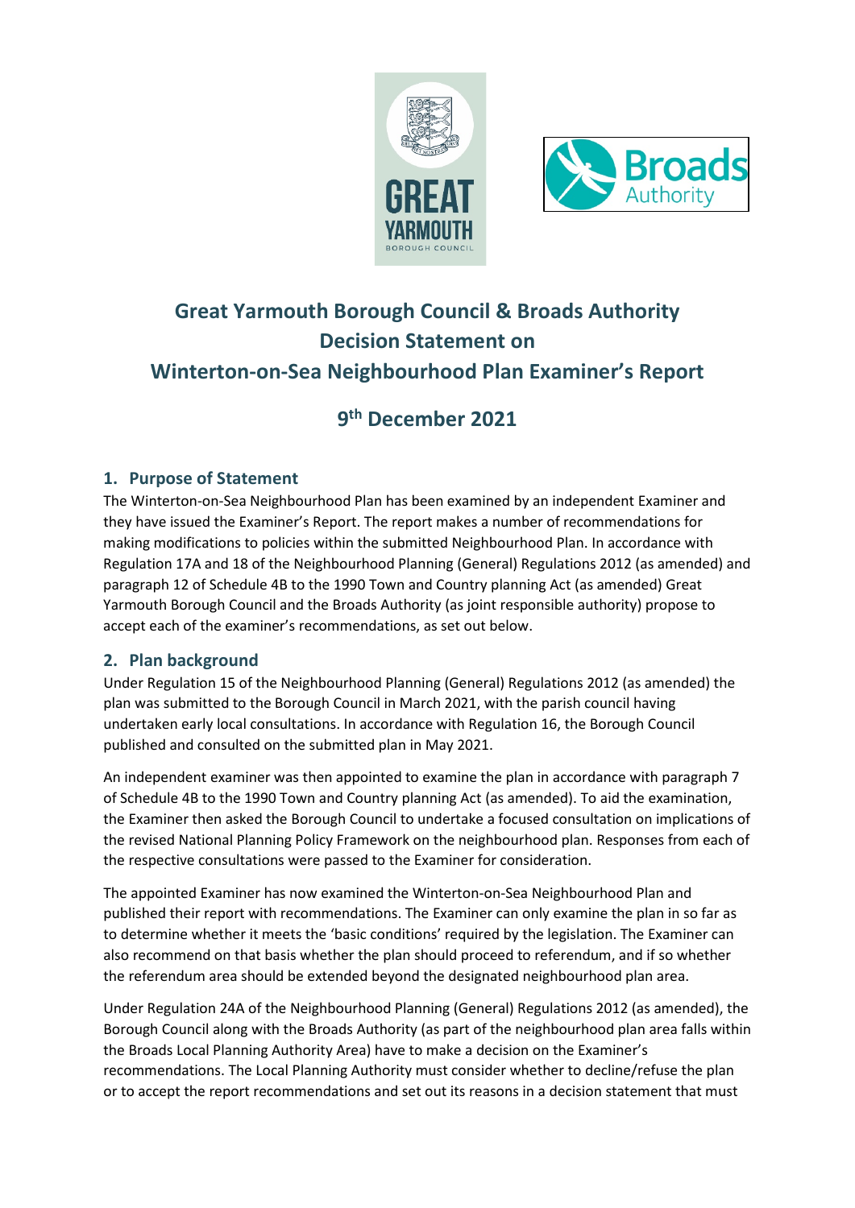# Great Yarmouth Borough Council & Broads Authority Decision Statement on Winterton-on-Sea Neighbourhood Plan Examiner's Report

## 9th December 2021

## 1. Purpose of Statement

The Winterton-on-Sea Neighbourhood Plan has been examined by an independent Examiner and they have issued the Examiner's Report. The report makes a number of recommendations for making modifications to policies within the submitted Neighbourhood Plan. In accordance with Regulation 17A and 18 of the Neighbourhood Planning (General) Regulations 2012 (as amended) and paragraph 12 of Schedule 4B to the 1990 Town and Country planning Act (as amended) Great Yarmouth Borough Council and the Broads Authority (as joint responsible authority) propose to accept each of the examiner's recommendations, as set out below.

## 2. Plan background

Under Regulation 15 of the Neighbourhood Planning (General) Regulations 2012 (as amended) the plan was submitted to the Borough Council in March 2021, with the parish council having undertaken early local consultations. In accordance with Regulation 16, the Borough Council published and consulted on the submitted plan in May 2021.

An independent examiner was then appointed to examine the plan in accordance with paragraph 7 of Schedule 4B to the 1990 Town and Country planning Act (as amended). To aid the examination, the Examiner then asked the Borough Council to undertake a focused consultation on implications of the revised National Planning Policy Framework on the neighbourhood plan. Responses from each of the respective consultations were passed to the Examiner for consideration.

The appointed Examiner has now examined the Winterton-on-Sea Neighbourhood Plan and published their report with recommendations. The Examiner can only examine the plan in so far as to determine whether it meets the 'basic conditions' required by the legislation. The Examiner can also recommend on that basis whether the plan should proceed to referendum, and if so whether the referendum area should be extended beyond the designated neighbourhood plan area.

Under Regulation 24A of the Neighbourhood Planning (General) Regulations 2012 (as amended), the Borough Council along with the Broads Authority (as part of the neighbourhood plan area falls within the Broads Local Planning Authority Area) have to make a decision on the Examiner's recommendations. The Local Planning Authority must consider whether to decline/refuse the plan or to accept the report recommendations and set out its reasons in a decision statement that must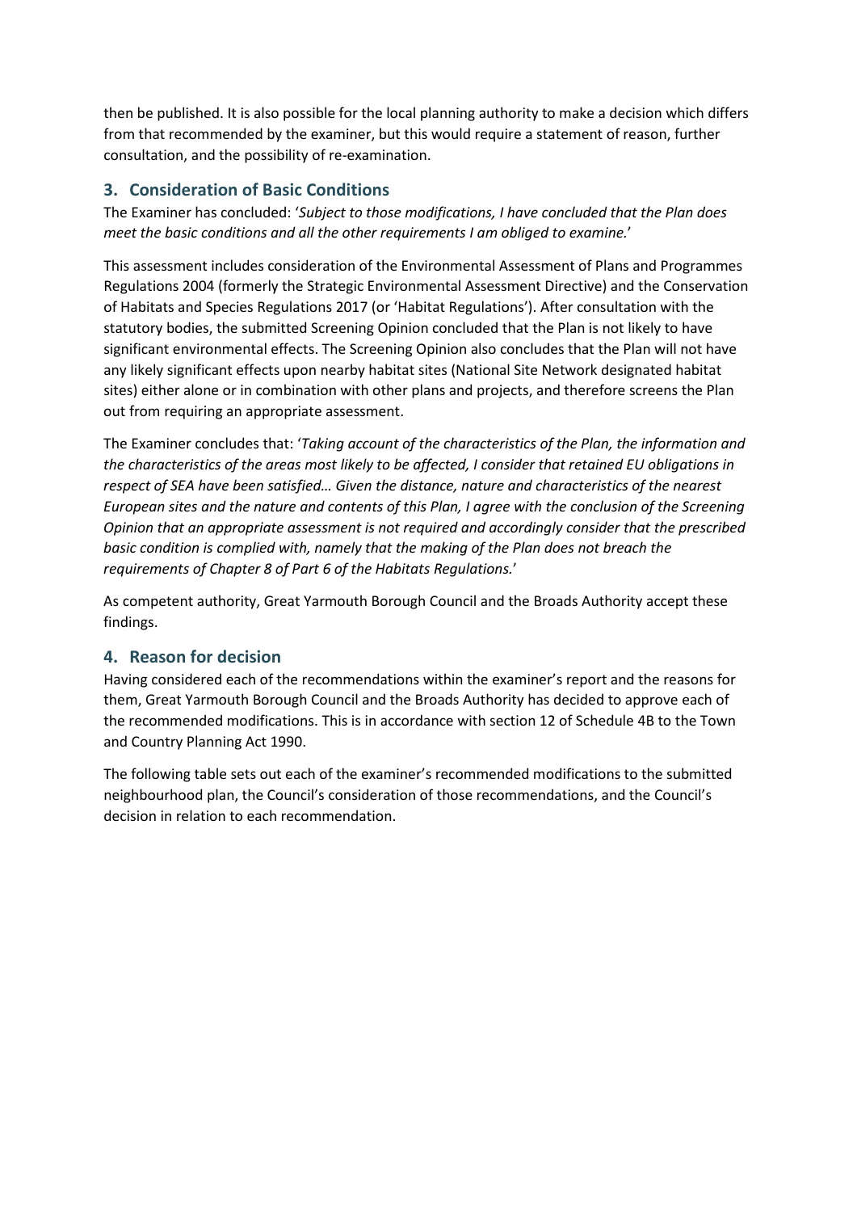then be published. It is also possible for the local planning authority to make a decision which differs from that recommended by the examiner, but this would require a statement of reason, further consultation, and the possibility of re-examination.

## 3. Consideration of Basic Conditions

The Examiner has concluded: '*Subject to those modifications, I have concluded that the Plan does meet the basic conditions and all the other requirements I am obliged to examine.*'

This assessment includes consideration of the Environmental Assessment of Plans and Programmes Regulations 2004 (formerly the Strategic Environmental Assessment Directive) and the Conservation of Habitats and Species Regulations 2017 (or 'Habitat Regulations'). After consultation with the statutory bodies, the submitted Screening Opinion concluded that the Plan is not likely to have significant environmental effects. The Screening Opinion also concludes that the Plan will not have any likely significant effects upon nearby habitat sites (National Site Network designated habitat sites) either alone or in combination with other plans and projects, and therefore screens the Plan out from requiring an appropriate assessment.

The Examiner concludes that: '*Taking account of the characteristics of the Plan, the information and the characteristics of the areas most likely to be affected, I consider that retained EU obligations in respect of SEA have been satisfied… Given the distance, nature and characteristics of the nearest European sites and the nature and contents of this Plan, I agree with the conclusion of the Screening Opinion that an appropriate assessment is not required and accordingly consider that the prescribed basic condition is complied with, namely that the making of the Plan does not breach the requirements of Chapter 8 of Part 6 of the Habitats Regulations.*'

As competent authority, Great Yarmouth Borough Council and the Broads Authority accept these findings.

## 4. Reason for decision

Having considered each of the recommendations within the examiner's report and the reasons for them, Great Yarmouth Borough Council and the Broads Authority has decided to approve each of the recommended modifications. This is in accordance with section 12 of Schedule 4B to the Town and Country Planning Act 1990.

The following table sets out each of the examiner's recommended modifications to the submitted neighbourhood plan, the Council's consideration of those recommendations, and the Council's decision in relation to each recommendation.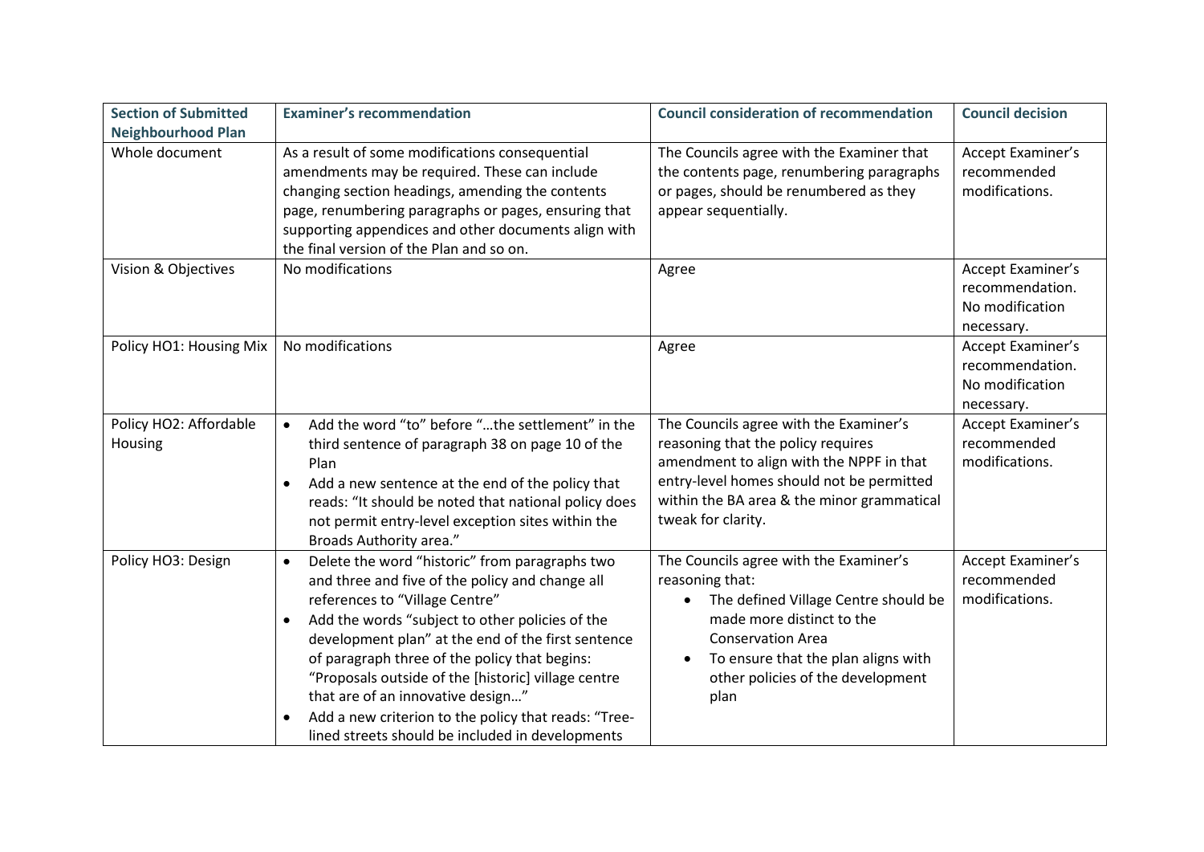| Section of Submitted Neighbourhood Plan | Examiner's recommendation | Council consideration of recommendation | Council decision |
|---|---|---|---|
| Whole document | As a result of some modifications consequential amendments may be required. These can include changing section headings, amending the contents page, renumbering paragraphs or pages, ensuring that supporting appendices and other documents align with the final version of the Plan and so on. | The Councils agree with the Examiner that the contents page, renumbering paragraphs or pages, should be renumbered as they appear sequentially. | Accept Examiner's recommended modifications. |
| Vision & Objectives | No modifications | Agree | Accept Examiner's recommendation. No modification necessary. |
| Policy HO1: Housing Mix | No modifications | Agree | Accept Examiner's recommendation. No modification necessary. |
| Policy HO2: Affordable Housing | • Add the word "to" before "…the settlement" in the third sentence of paragraph 38 on page 10 of the Plan<br>• Add a new sentence at the end of the policy that reads: "It should be noted that national policy does not permit entry-level exception sites within the Broads Authority area." | The Councils agree with the Examiner's reasoning that the policy requires amendment to align with the NPPF in that entry-level homes should not be permitted within the BA area & the minor grammatical tweak for clarity. | Accept Examiner's recommended modifications. |
| Policy HO3: Design | • Delete the word "historic" from paragraphs two and three and five of the policy and change all references to "Village Centre"<br>• Add the words "subject to other policies of the development plan" at the end of the first sentence of paragraph three of the policy that begins: "Proposals outside of the [historic] village centre that are of an innovative design…"<br>• Add a new criterion to the policy that reads: "Tree-lined streets should be included in developments | The Councils agree with the Examiner's reasoning that:<br>• The defined Village Centre should be made more distinct to the Conservation Area<br>• To ensure that the plan aligns with other policies of the development plan | Accept Examiner's recommended modifications. |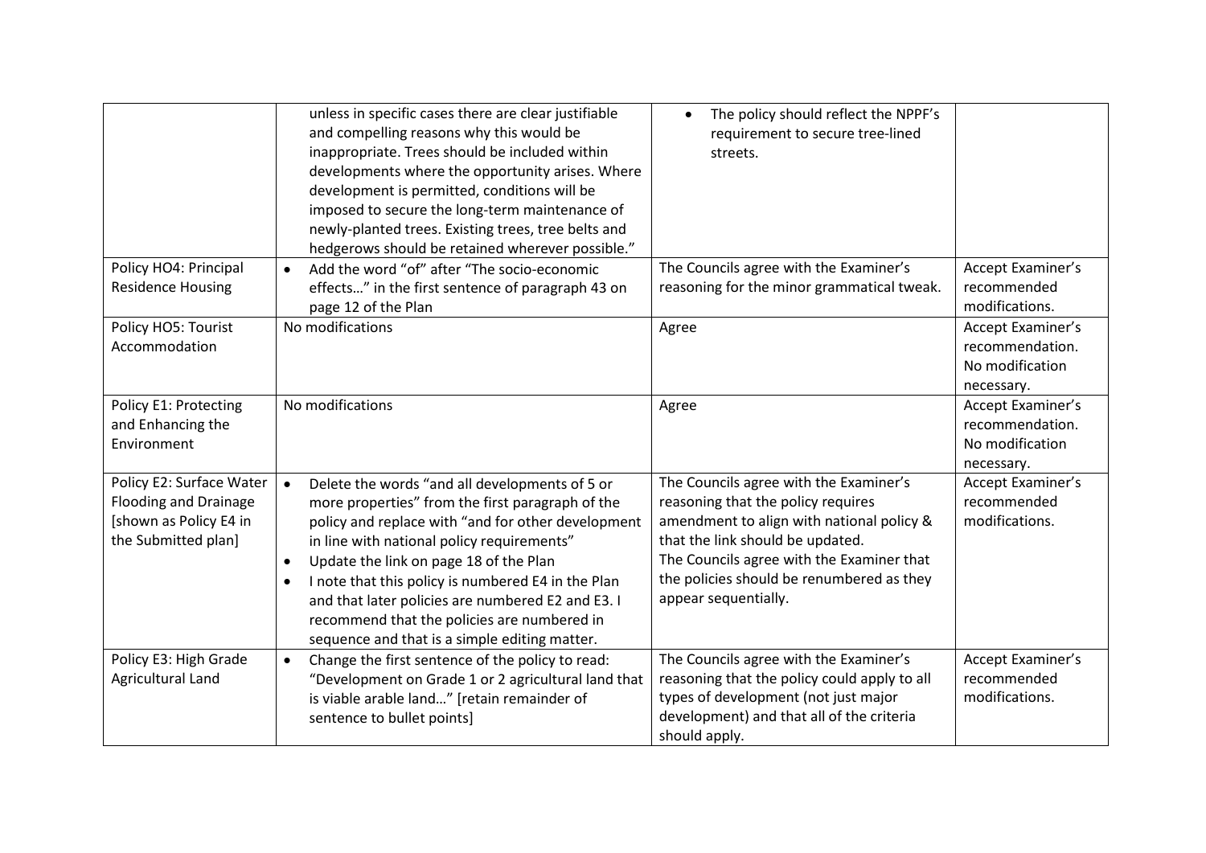| | | | |
|---|---|---|---|
| | unless in specific cases there are clear justifiable and compelling reasons why this would be inappropriate. Trees should be included within developments where the opportunity arises. Where development is permitted, conditions will be imposed to secure the long-term maintenance of newly-planted trees. Existing trees, tree belts and hedgerows should be retained wherever possible." | • The policy should reflect the NPPF's requirement to secure tree-lined streets. | |
| Policy HO4: Principal Residence Housing | • Add the word "of" after "The socio-economic effects…" in the first sentence of paragraph 43 on page 12 of the Plan | The Councils agree with the Examiner's reasoning for the minor grammatical tweak. | Accept Examiner's recommended modifications. |
| Policy HO5: Tourist Accommodation | No modifications | Agree | Accept Examiner's recommendation. No modification necessary. |
| Policy E1: Protecting and Enhancing the Environment | No modifications | Agree | Accept Examiner's recommendation. No modification necessary. |
| Policy E2: Surface Water Flooding and Drainage [shown as Policy E4 in the Submitted plan] | • Delete the words "and all developments of 5 or more properties" from the first paragraph of the policy and replace with "and for other development in line with national policy requirements"<br>• Update the link on page 18 of the Plan<br>• I note that this policy is numbered E4 in the Plan and that later policies are numbered E2 and E3. I recommend that the policies are numbered in sequence and that is a simple editing matter. | The Councils agree with the Examiner's reasoning that the policy requires amendment to align with national policy & that the link should be updated.<br>The Councils agree with the Examiner that the policies should be renumbered as they appear sequentially. | Accept Examiner's recommended modifications. |
| Policy E3: High Grade Agricultural Land | • Change the first sentence of the policy to read: "Development on Grade 1 or 2 agricultural land that is viable arable land…" [retain remainder of sentence to bullet points] | The Councils agree with the Examiner's reasoning that the policy could apply to all types of development (not just major development) and that all of the criteria should apply. | Accept Examiner's recommended modifications. |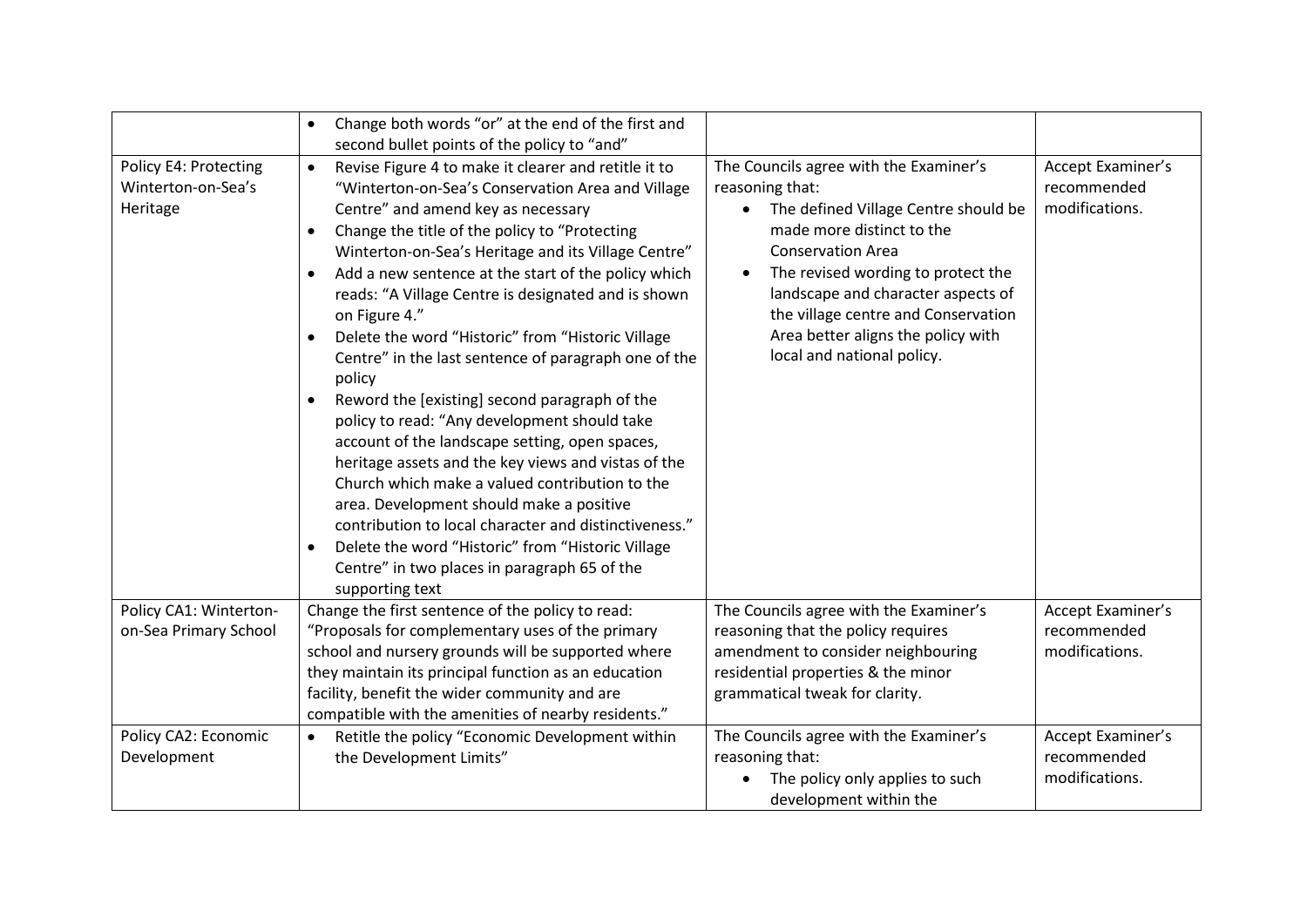| | | | |
|---|---|---|---|
| | • Change both words "or" at the end of the first and second bullet points of the policy to "and" | | |
| Policy E4: Protecting Winterton-on-Sea's Heritage | • Revise Figure 4 to make it clearer and retitle it to "Winterton-on-Sea's Conservation Area and Village Centre" and amend key as necessary<br>• Change the title of the policy to "Protecting Winterton-on-Sea's Heritage and its Village Centre"<br>• Add a new sentence at the start of the policy which reads: "A Village Centre is designated and is shown on Figure 4."<br>• Delete the word "Historic" from "Historic Village Centre" in the last sentence of paragraph one of the policy<br>• Reword the [existing] second paragraph of the policy to read: "Any development should take account of the landscape setting, open spaces, heritage assets and the key views and vistas of the Church which make a valued contribution to the area. Development should make a positive contribution to local character and distinctiveness."<br>• Delete the word "Historic" from "Historic Village Centre" in two places in paragraph 65 of the supporting text | The Councils agree with the Examiner's reasoning that:<br>• The defined Village Centre should be made more distinct to the Conservation Area<br>• The revised wording to protect the landscape and character aspects of the village centre and Conservation Area better aligns the policy with local and national policy. | Accept Examiner's recommended modifications. |
| Policy CA1: Winterton-on-Sea Primary School | Change the first sentence of the policy to read: "Proposals for complementary uses of the primary school and nursery grounds will be supported where they maintain its principal function as an education facility, benefit the wider community and are compatible with the amenities of nearby residents." | The Councils agree with the Examiner's reasoning that the policy requires amendment to consider neighbouring residential properties & the minor grammatical tweak for clarity. | Accept Examiner's recommended modifications. |
| Policy CA2: Economic Development | • Retitle the policy "Economic Development within the Development Limits" | The Councils agree with the Examiner's reasoning that:<br>• The policy only applies to such development within the | Accept Examiner's recommended modifications. |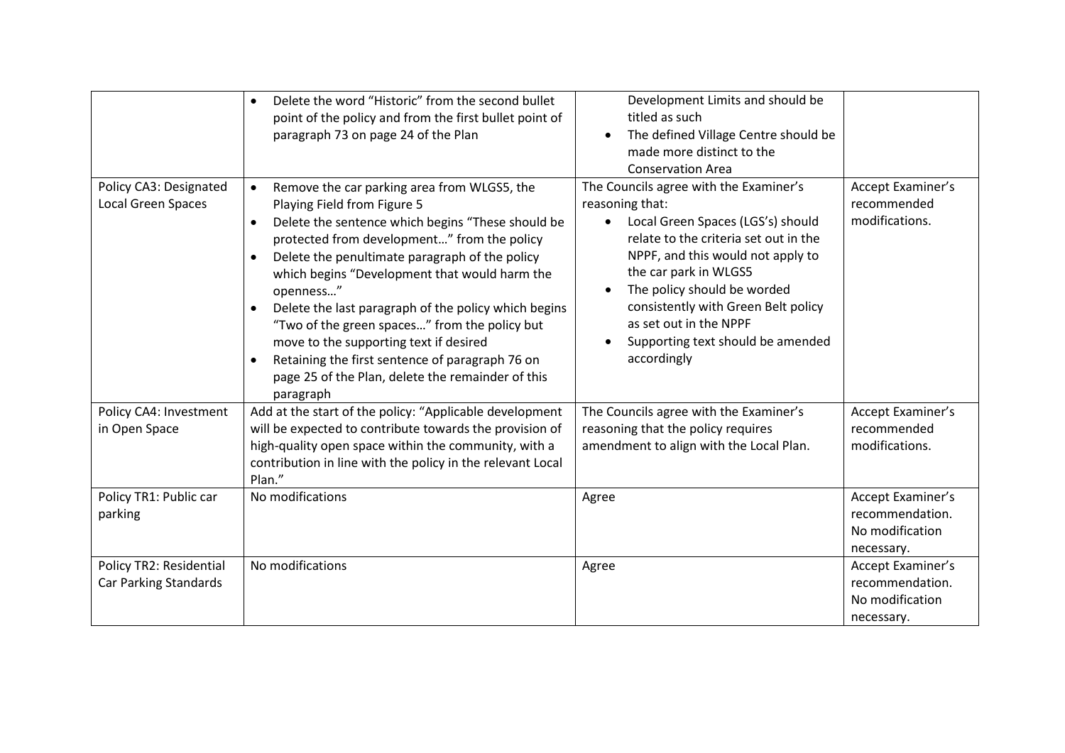| | | | |
|---|---|---|---|
| | • Delete the word "Historic" from the second bullet point of the policy and from the first bullet point of paragraph 73 on page 24 of the Plan | Development Limits and should be titled as such<br>• The defined Village Centre should be made more distinct to the Conservation Area | |
| Policy CA3: Designated Local Green Spaces | • Remove the car parking area from WLGS5, the Playing Field from Figure 5<br>• Delete the sentence which begins "These should be protected from development…" from the policy<br>• Delete the penultimate paragraph of the policy which begins "Development that would harm the openness…"<br>• Delete the last paragraph of the policy which begins "Two of the green spaces…" from the policy but move to the supporting text if desired<br>• Retaining the first sentence of paragraph 76 on page 25 of the Plan, delete the remainder of this paragraph | The Councils agree with the Examiner's reasoning that:<br>• Local Green Spaces (LGS's) should relate to the criteria set out in the NPPF, and this would not apply to the car park in WLGS5<br>• The policy should be worded consistently with Green Belt policy as set out in the NPPF<br>• Supporting text should be amended accordingly | Accept Examiner's recommended modifications. |
| Policy CA4: Investment in Open Space | Add at the start of the policy: "Applicable development will be expected to contribute towards the provision of high-quality open space within the community, with a contribution in line with the policy in the relevant Local Plan." | The Councils agree with the Examiner's reasoning that the policy requires amendment to align with the Local Plan. | Accept Examiner's recommended modifications. |
| Policy TR1: Public car parking | No modifications | Agree | Accept Examiner's recommendation. No modification necessary. |
| Policy TR2: Residential Car Parking Standards | No modifications | Agree | Accept Examiner's recommendation. No modification necessary. |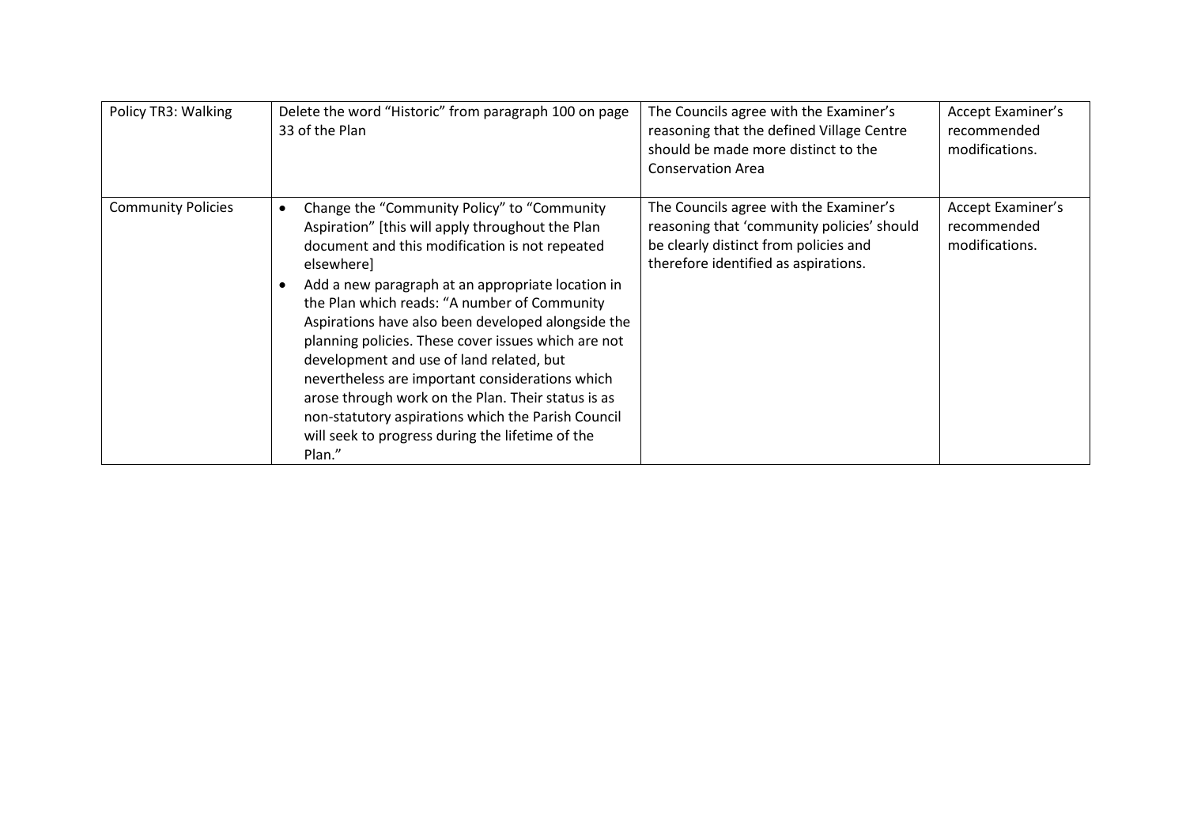| Policy TR3: Walking | Delete the word "Historic" from paragraph 100 on page 33 of the Plan | The Councils agree with the Examiner's reasoning that the defined Village Centre should be made more distinct to the Conservation Area | Accept Examiner's recommended modifications. |
|---|---|---|---|
| Community Policies | • Change the "Community Policy" to "Community Aspiration" [this will apply throughout the Plan document and this modification is not repeated elsewhere]<br>• Add a new paragraph at an appropriate location in the Plan which reads: "A number of Community Aspirations have also been developed alongside the planning policies. These cover issues which are not development and use of land related, but nevertheless are important considerations which arose through work on the Plan. Their status is as non-statutory aspirations which the Parish Council will seek to progress during the lifetime of the Plan." | The Councils agree with the Examiner's reasoning that 'community policies' should be clearly distinct from policies and therefore identified as aspirations. | Accept Examiner's recommended modifications. |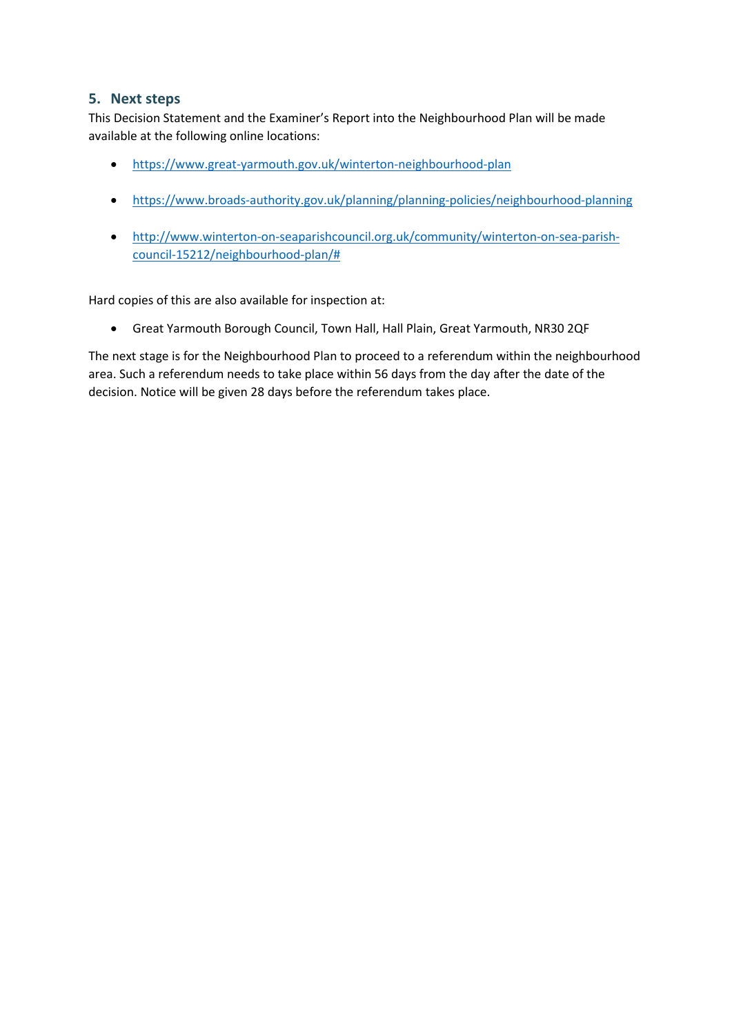## 5. Next steps

This Decision Statement and the Examiner's Report into the Neighbourhood Plan will be made available at the following online locations:

- https://www.great-yarmouth.gov.uk/winterton-neighbourhood-plan
- https://www.broads-authority.gov.uk/planning/planning-policies/neighbourhood-planning
- http://www.winterton-on-seaparishcouncil.org.uk/community/winterton-on-sea-parish-council-15212/neighbourhood-plan/#

Hard copies of this are also available for inspection at:

- Great Yarmouth Borough Council, Town Hall, Hall Plain, Great Yarmouth, NR30 2QF

The next stage is for the Neighbourhood Plan to proceed to a referendum within the neighbourhood area. Such a referendum needs to take place within 56 days from the day after the date of the decision. Notice will be given 28 days before the referendum takes place.